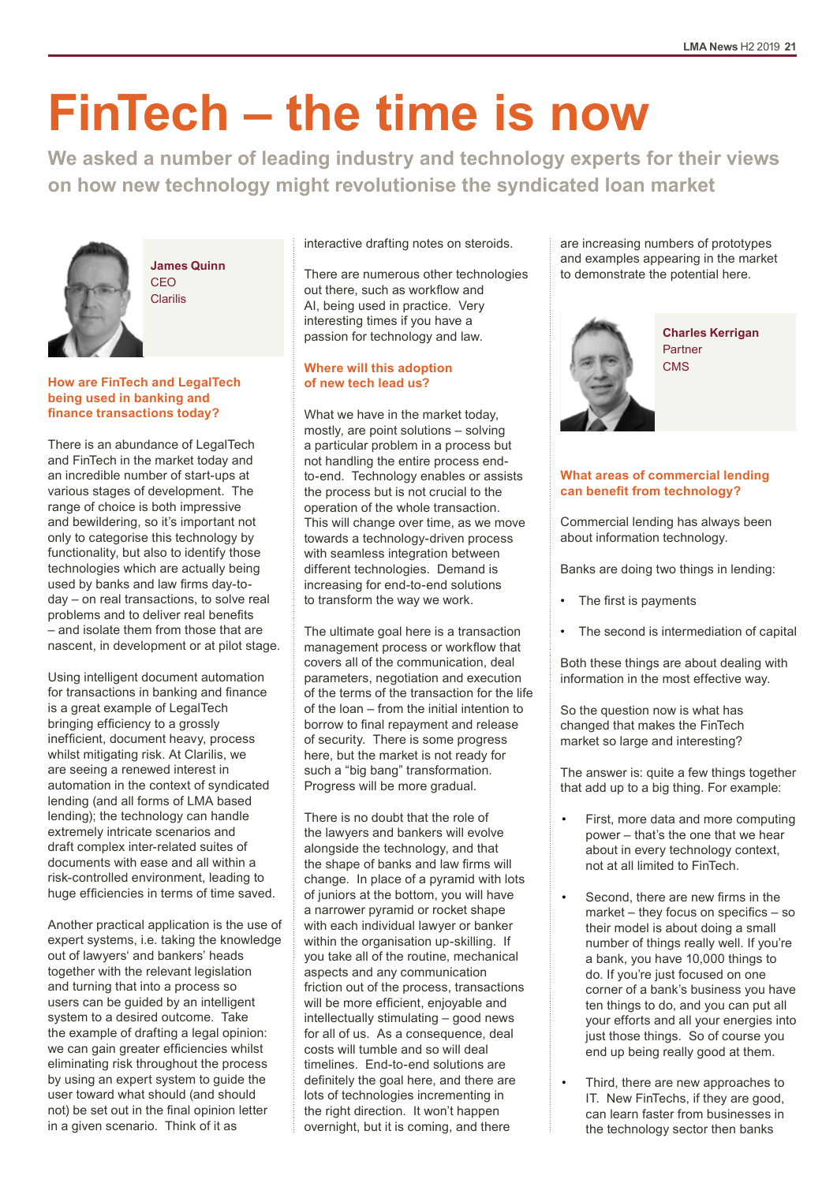# FinTech – the time is now

**We asked a number of leading industry and technology experts for their views on how new technology might revolutionise the syndicated loan market**

**James Quinn**
CEO
Clarilis

### How are FinTech and LegalTech being used in banking and finance transactions today?

There is an abundance of LegalTech and FinTech in the market today and an incredible number of start-ups at various stages of development. The range of choice is both impressive and bewildering, so it's important not only to categorise this technology by functionality, but also to identify those technologies which are actually being used by banks and law firms day-to-day – on real transactions, to solve real problems and to deliver real benefits – and isolate them from those that are nascent, in development or at pilot stage.

Using intelligent document automation for transactions in banking and finance is a great example of LegalTech bringing efficiency to a grossly inefficient, document heavy, process whilst mitigating risk. At Clarilis, we are seeing a renewed interest in automation in the context of syndicated lending (and all forms of LMA based lending); the technology can handle extremely intricate scenarios and draft complex inter-related suites of documents with ease and all within a risk-controlled environment, leading to huge efficiencies in terms of time saved.

Another practical application is the use of expert systems, i.e. taking the knowledge out of lawyers' and bankers' heads together with the relevant legislation and turning that into a process so users can be guided by an intelligent system to a desired outcome. Take the example of drafting a legal opinion: we can gain greater efficiencies whilst eliminating risk throughout the process by using an expert system to guide the user toward what should (and should not) be set out in the final opinion letter in a given scenario. Think of it as interactive drafting notes on steroids.

There are numerous other technologies out there, such as workflow and AI, being used in practice. Very interesting times if you have a passion for technology and law.

### Where will this adoption of new tech lead us?

What we have in the market today, mostly, are point solutions – solving a particular problem in a process but not handling the entire process end-to-end. Technology enables or assists the process but is not crucial to the operation of the whole transaction. This will change over time, as we move towards a technology-driven process with seamless integration between different technologies. Demand is increasing for end-to-end solutions to transform the way we work.

The ultimate goal here is a transaction management process or workflow that covers all of the communication, deal parameters, negotiation and execution of the terms of the transaction for the life of the loan – from the initial intention to borrow to final repayment and release of security. There is some progress here, but the market is not ready for such a "big bang" transformation. Progress will be more gradual.

There is no doubt that the role of the lawyers and bankers will evolve alongside the technology, and that the shape of banks and law firms will change. In place of a pyramid with lots of juniors at the bottom, you will have a narrower pyramid or rocket shape with each individual lawyer or banker within the organisation up-skilling. If you take all of the routine, mechanical aspects and any communication friction out of the process, transactions will be more efficient, enjoyable and intellectually stimulating – good news for all of us. As a consequence, deal costs will tumble and so will deal timelines. End-to-end solutions are definitely the goal here, and there are lots of technologies incrementing in the right direction. It won't happen overnight, but it is coming, and there are increasing numbers of prototypes and examples appearing in the market to demonstrate the potential here.

**Charles Kerrigan**
Partner
CMS

### What areas of commercial lending can benefit from technology?

Commercial lending has always been about information technology.

Banks are doing two things in lending:

- The first is payments
- The second is intermediation of capital

Both these things are about dealing with information in the most effective way.

So the question now is what has changed that makes the FinTech market so large and interesting?

The answer is: quite a few things together that add up to a big thing. For example:

- First, more data and more computing power – that's the one that we hear about in every technology context, not at all limited to FinTech.
- Second, there are new firms in the market – they focus on specifics – so their model is about doing a small number of things really well. If you're a bank, you have 10,000 things to do. If you're just focused on one corner of a bank's business you have ten things to do, and you can put all your efforts and all your energies into just those things. So of course you end up being really good at them.
- Third, there are new approaches to IT. New FinTechs, if they are good, can learn faster from businesses in the technology sector then banks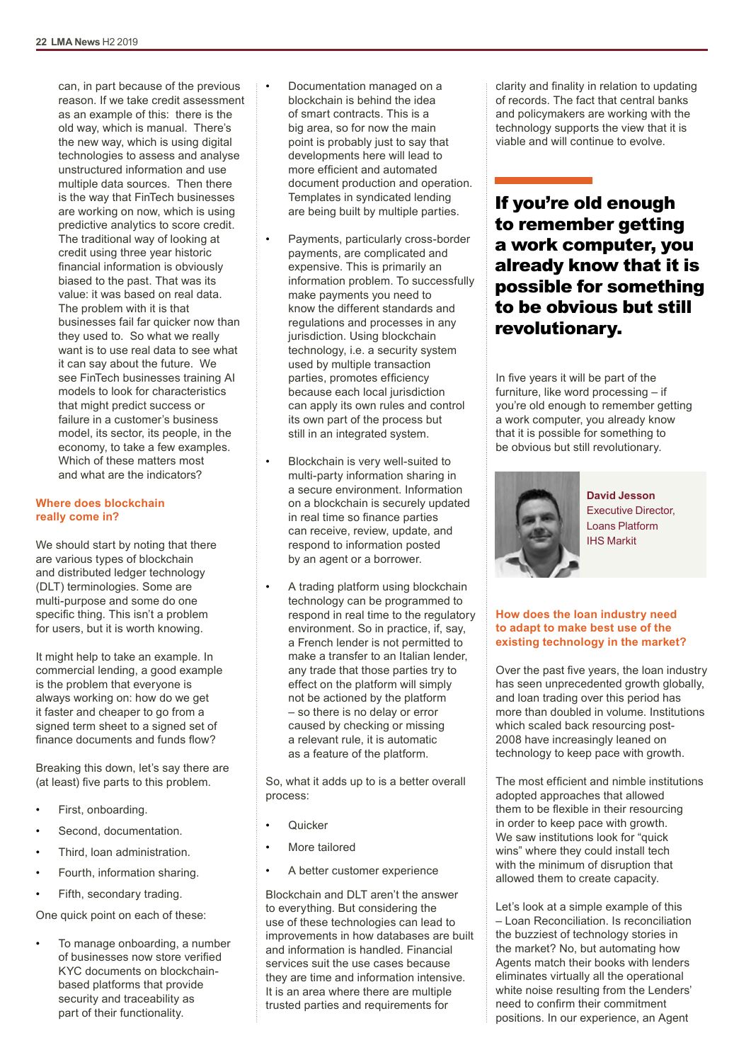can, in part because of the previous reason. If we take credit assessment as an example of this: there is the old way, which is manual. There's the new way, which is using digital technologies to assess and analyse unstructured information and use multiple data sources. Then there is the way that FinTech businesses are working on now, which is using predictive analytics to score credit. The traditional way of looking at credit using three year historic financial information is obviously biased to the past. That was its value: it was based on real data. The problem with it is that businesses fail far quicker now than they used to. So what we really want is to use real data to see what it can say about the future. We see FinTech businesses training AI models to look for characteristics that might predict success or failure in a customer's business model, its sector, its people, in the economy, to take a few examples. Which of these matters most and what are the indicators?

### Where does blockchain really come in?

We should start by noting that there are various types of blockchain and distributed ledger technology (DLT) terminologies. Some are multi-purpose and some do one specific thing. This isn't a problem for users, but it is worth knowing.

It might help to take an example. In commercial lending, a good example is the problem that everyone is always working on: how do we get it faster and cheaper to go from a signed term sheet to a signed set of finance documents and funds flow?

Breaking this down, let's say there are (at least) five parts to this problem.

- First, onboarding.
- Second, documentation.
- Third, loan administration.
- Fourth, information sharing.
- Fifth, secondary trading.

One quick point on each of these:

- To manage onboarding, a number of businesses now store verified KYC documents on blockchain-based platforms that provide security and traceability as part of their functionality.
- Documentation managed on a blockchain is behind the idea of smart contracts. This is a big area, so for now the main point is probably just to say that developments here will lead to more efficient and automated document production and operation. Templates in syndicated lending are being built by multiple parties.
- Payments, particularly cross-border payments, are complicated and expensive. This is primarily an information problem. To successfully make payments you need to know the different standards and regulations and processes in any jurisdiction. Using blockchain technology, i.e. a security system used by multiple transaction parties, promotes efficiency because each local jurisdiction can apply its own rules and control its own part of the process but still in an integrated system.
- Blockchain is very well-suited to multi-party information sharing in a secure environment. Information on a blockchain is securely updated in real time so finance parties can receive, review, update, and respond to information posted by an agent or a borrower.
- A trading platform using blockchain technology can be programmed to respond in real time to the regulatory environment. So in practice, if, say, a French lender is not permitted to make a transfer to an Italian lender, any trade that those parties try to effect on the platform will simply not be actioned by the platform – so there is no delay or error caused by checking or missing a relevant rule, it is automatic as a feature of the platform.

So, what it adds up to is a better overall process:

- Quicker
- More tailored
- A better customer experience

Blockchain and DLT aren't the answer to everything. But considering the use of these technologies can lead to improvements in how databases are built and information is handled. Financial services suit the use cases because they are time and information intensive. It is an area where there are multiple trusted parties and requirements for clarity and finality in relation to updating of records. The fact that central banks and policymakers are working with the technology supports the view that it is viable and will continue to evolve.

> **If you're old enough to remember getting a work computer, you already know that it is possible for something to be obvious but still revolutionary.**

In five years it will be part of the furniture, like word processing – if you're old enough to remember getting a work computer, you already know that it is possible for something to be obvious but still revolutionary.

**David Jesson**
Executive Director, Loans Platform
IHS Markit

### How does the loan industry need to adapt to make best use of the existing technology in the market?

Over the past five years, the loan industry has seen unprecedented growth globally, and loan trading over this period has more than doubled in volume. Institutions which scaled back resourcing post-2008 have increasingly leaned on technology to keep pace with growth.

The most efficient and nimble institutions adopted approaches that allowed them to be flexible in their resourcing in order to keep pace with growth. We saw institutions look for "quick wins" where they could install tech with the minimum of disruption that allowed them to create capacity.

Let's look at a simple example of this – Loan Reconciliation. Is reconciliation the buzziest of technology stories in the market? No, but automating how Agents match their books with lenders eliminates virtually all the operational white noise resulting from the Lenders' need to confirm their commitment positions. In our experience, an Agent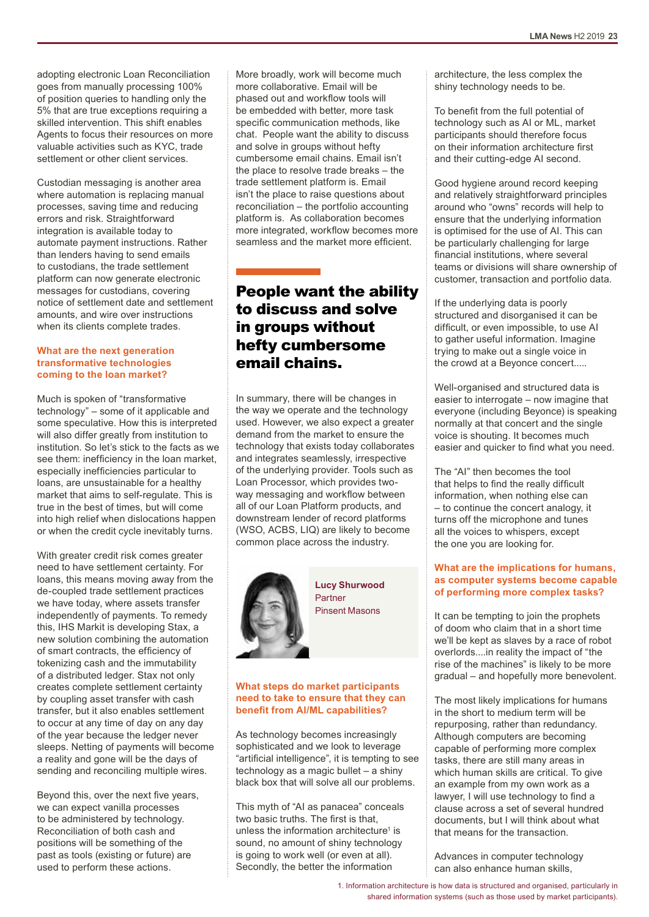adopting electronic Loan Reconciliation goes from manually processing 100% of position queries to handling only the 5% that are true exceptions requiring a skilled intervention. This shift enables Agents to focus their resources on more valuable activities such as KYC, trade settlement or other client services.

Custodian messaging is another area where automation is replacing manual processes, saving time and reducing errors and risk. Straightforward integration is available today to automate payment instructions. Rather than lenders having to send emails to custodians, the trade settlement platform can now generate electronic messages for custodians, covering notice of settlement date and settlement amounts, and wire over instructions when its clients complete trades.

### What are the next generation transformative technologies coming to the loan market?

Much is spoken of "transformative technology" – some of it applicable and some speculative. How this is interpreted will also differ greatly from institution to institution. So let's stick to the facts as we see them: inefficiency in the loan market, especially inefficiencies particular to loans, are unsustainable for a healthy market that aims to self-regulate. This is true in the best of times, but will come into high relief when dislocations happen or when the credit cycle inevitably turns.

With greater credit risk comes greater need to have settlement certainty. For loans, this means moving away from the de-coupled trade settlement practices we have today, where assets transfer independently of payments. To remedy this, IHS Markit is developing Stax, a new solution combining the automation of smart contracts, the efficiency of tokenizing cash and the immutability of a distributed ledger. Stax not only creates complete settlement certainty by coupling asset transfer with cash transfer, but it also enables settlement to occur at any time of day on any day of the year because the ledger never sleeps. Netting of payments will become a reality and gone will be the days of sending and reconciling multiple wires.

Beyond this, over the next five years, we can expect vanilla processes to be administered by technology. Reconciliation of both cash and positions will be something of the past as tools (existing or future) are used to perform these actions.

More broadly, work will become much more collaborative. Email will be phased out and workflow tools will be embedded with better, more task specific communication methods, like chat. People want the ability to discuss and solve in groups without hefty cumbersome email chains. Email isn't the place to resolve trade breaks – the trade settlement platform is. Email isn't the place to raise questions about reconciliation – the portfolio accounting platform is. As collaboration becomes more integrated, workflow becomes more seamless and the market more efficient.

> **People want the ability to discuss and solve in groups without hefty cumbersome email chains.**

In summary, there will be changes in the way we operate and the technology used. However, we also expect a greater demand from the market to ensure the technology that exists today collaborates and integrates seamlessly, irrespective of the underlying provider. Tools such as Loan Processor, which provides two-way messaging and workflow between all of our Loan Platform products, and downstream lender of record platforms (WSO, ACBS, LIQ) are likely to become common place across the industry.

**Lucy Shurwood**
Partner
Pinsent Masons

### What steps do market participants need to take to ensure that they can benefit from AI/ML capabilities?

As technology becomes increasingly sophisticated and we look to leverage "artificial intelligence", it is tempting to see technology as a magic bullet – a shiny black box that will solve all our problems.

This myth of "AI as panacea" conceals two basic truths. The first is that, unless the information architecture[1] is sound, no amount of shiny technology is going to work well (or even at all). Secondly, the better the information architecture, the less complex the shiny technology needs to be.

To benefit from the full potential of technology such as AI or ML, market participants should therefore focus on their information architecture first and their cutting-edge AI second.

Good hygiene around record keeping and relatively straightforward principles around who "owns" records will help to ensure that the underlying information is optimised for the use of AI. This can be particularly challenging for large financial institutions, where several teams or divisions will share ownership of customer, transaction and portfolio data.

If the underlying data is poorly structured and disorganised it can be difficult, or even impossible, to use AI to gather useful information. Imagine trying to make out a single voice in the crowd at a Beyonce concert.....

Well-organised and structured data is easier to interrogate – now imagine that everyone (including Beyonce) is speaking normally at that concert and the single voice is shouting. It becomes much easier and quicker to find what you need.

The "AI" then becomes the tool that helps to find the really difficult information, when nothing else can – to continue the concert analogy, it turns off the microphone and tunes all the voices to whispers, except the one you are looking for.

### What are the implications for humans, as computer systems become capable of performing more complex tasks?

It can be tempting to join the prophets of doom who claim that in a short time we'll be kept as slaves by a race of robot overlords....in reality the impact of "the rise of the machines" is likely to be more gradual – and hopefully more benevolent.

The most likely implications for humans in the short to medium term will be repurposing, rather than redundancy. Although computers are becoming capable of performing more complex tasks, there are still many areas in which human skills are critical. To give an example from my own work as a lawyer, I will use technology to find a clause across a set of several hundred documents, but I will think about what that means for the transaction.

Advances in computer technology can also enhance human skills,

1. Information architecture is how data is structured and organised, particularly in shared information systems (such as those used by market participants).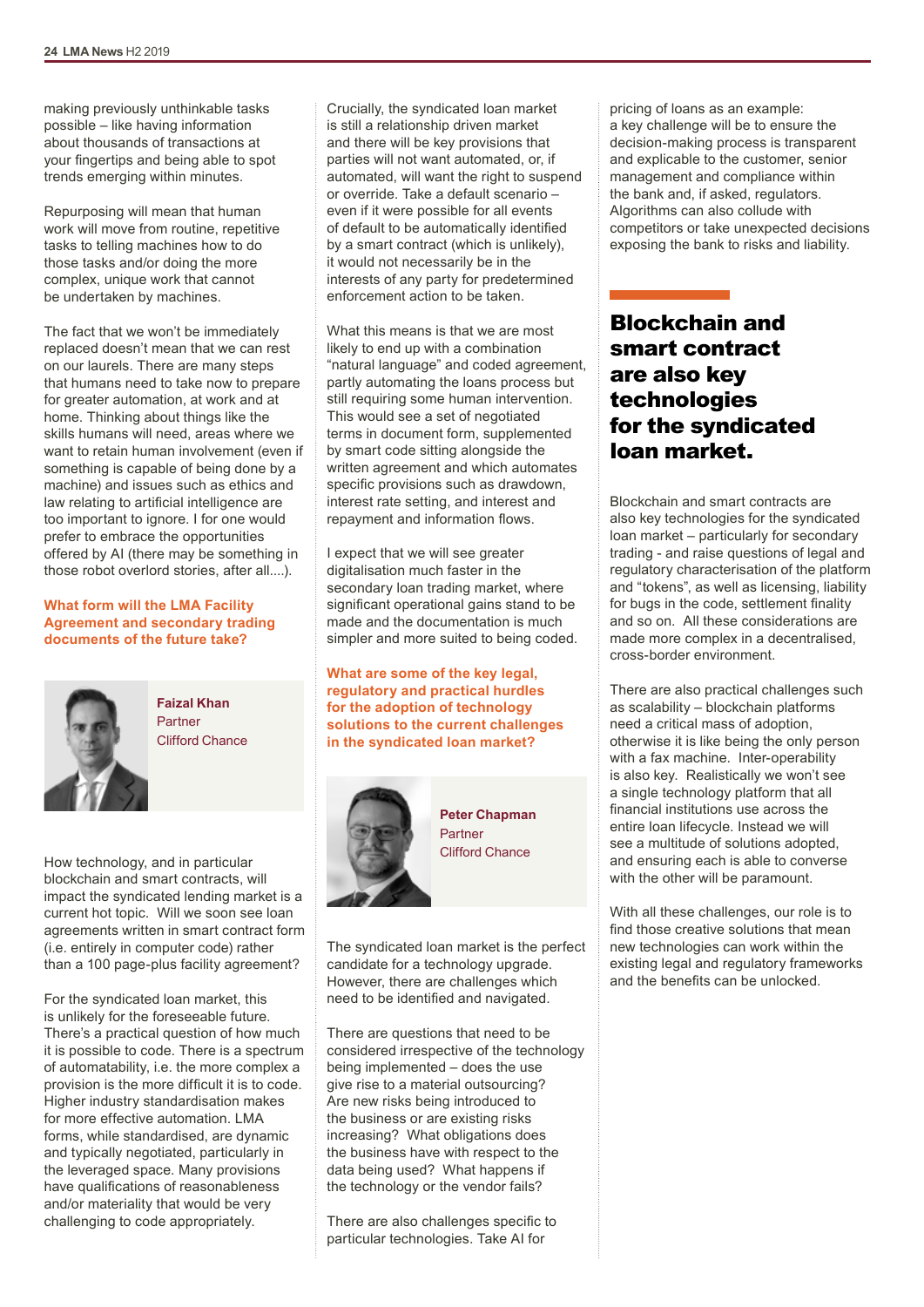making previously unthinkable tasks possible – like having information about thousands of transactions at your fingertips and being able to spot trends emerging within minutes.

Repurposing will mean that human work will move from routine, repetitive tasks to telling machines how to do those tasks and/or doing the more complex, unique work that cannot be undertaken by machines.

The fact that we won't be immediately replaced doesn't mean that we can rest on our laurels. There are many steps that humans need to take now to prepare for greater automation, at work and at home. Thinking about things like the skills humans will need, areas where we want to retain human involvement (even if something is capable of being done by a machine) and issues such as ethics and law relating to artificial intelligence are too important to ignore. I for one would prefer to embrace the opportunities offered by AI (there may be something in those robot overlord stories, after all....).

### What form will the LMA Facility Agreement and secondary trading documents of the future take?

**Faizal Khan**
Partner
Clifford Chance

How technology, and in particular blockchain and smart contracts, will impact the syndicated lending market is a current hot topic. Will we soon see loan agreements written in smart contract form (i.e. entirely in computer code) rather than a 100 page-plus facility agreement?

For the syndicated loan market, this is unlikely for the foreseeable future. There's a practical question of how much it is possible to code. There is a spectrum of automatability, i.e. the more complex a provision is the more difficult it is to code. Higher industry standardisation makes for more effective automation. LMA forms, while standardised, are dynamic and typically negotiated, particularly in the leveraged space. Many provisions have qualifications of reasonableness and/or materiality that would be very challenging to code appropriately.

Crucially, the syndicated loan market is still a relationship driven market and there will be key provisions that parties will not want automated, or, if automated, will want the right to suspend or override. Take a default scenario – even if it were possible for all events of default to be automatically identified by a smart contract (which is unlikely), it would not necessarily be in the interests of any party for predetermined enforcement action to be taken.

What this means is that we are most likely to end up with a combination "natural language" and coded agreement, partly automating the loans process but still requiring some human intervention. This would see a set of negotiated terms in document form, supplemented by smart code sitting alongside the written agreement and which automates specific provisions such as drawdown, interest rate setting, and interest and repayment and information flows.

I expect that we will see greater digitalisation much faster in the secondary loan trading market, where significant operational gains stand to be made and the documentation is much simpler and more suited to being coded.

### What are some of the key legal, regulatory and practical hurdles for the adoption of technology solutions to the current challenges in the syndicated loan market?

**Peter Chapman**
Partner
Clifford Chance

The syndicated loan market is the perfect candidate for a technology upgrade. However, there are challenges which need to be identified and navigated.

There are questions that need to be considered irrespective of the technology being implemented – does the use give rise to a material outsourcing? Are new risks being introduced to the business or are existing risks increasing? What obligations does the business have with respect to the data being used? What happens if the technology or the vendor fails?

There are also challenges specific to particular technologies. Take AI for pricing of loans as an example: a key challenge will be to ensure the decision-making process is transparent and explicable to the customer, senior management and compliance within the bank and, if asked, regulators. Algorithms can also collude with competitors or take unexpected decisions exposing the bank to risks and liability.

## Blockchain and smart contract are also key technologies for the syndicated loan market.

Blockchain and smart contracts are also key technologies for the syndicated loan market – particularly for secondary trading - and raise questions of legal and regulatory characterisation of the platform and "tokens", as well as licensing, liability for bugs in the code, settlement finality and so on. All these considerations are made more complex in a decentralised, cross-border environment.

There are also practical challenges such as scalability – blockchain platforms need a critical mass of adoption, otherwise it is like being the only person with a fax machine. Inter-operability is also key. Realistically we won't see a single technology platform that all financial institutions use across the entire loan lifecycle. Instead we will see a multitude of solutions adopted, and ensuring each is able to converse with the other will be paramount.

With all these challenges, our role is to find those creative solutions that mean new technologies can work within the existing legal and regulatory frameworks and the benefits can be unlocked.